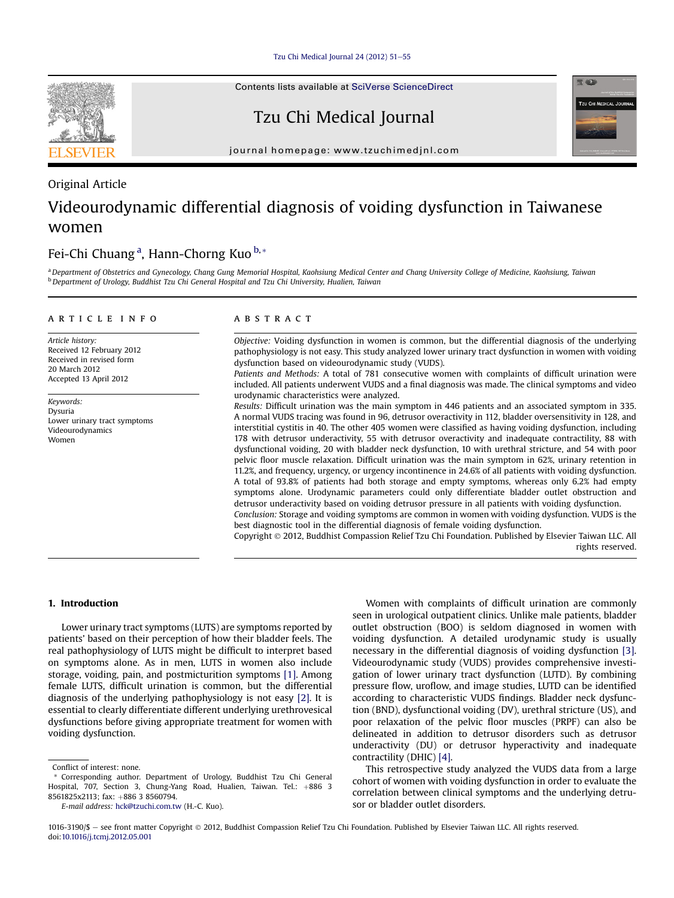Original Article

# Videourodynamic differential diagnosis of voiding dysfunction in Taiwanese women

Fei-Chi Chuang [a], Hann-Chorng Kuo [b,*]

[a] Department of Obstetrics and Gynecology, Chang Gung Memorial Hospital, Kaohsiung Medical Center and Chang Gung University College of Medicine, Kaohsiung, Taiwan
[b] Department of Urology, Buddhist Tzu Chi General Hospital and Tzu Chi University, Hualien, Taiwan

## ARTICLE INFO

*Article history:*
Received 12 February 2012
Received in revised form
20 March 2012
Accepted 13 April 2012

*Keywords:*
Dysuria
Lower urinary tract symptoms
Videourodynamics
Women

## ABSTRACT

*Objective:* Voiding dysfunction in women is common, but the differential diagnosis of the underlying pathophysiology is not easy. This study analyzed lower urinary tract dysfunction in women with voiding dysfunction based on videourodynamic study (VUDS).

*Patients and Methods:* A total of 781 consecutive women with complaints of difficult urination were included. All patients underwent VUDS and a final diagnosis was made. The clinical symptoms and video urodynamic characteristics were analyzed.

*Results:* Difficult urination was the main symptom in 446 patients and an associated symptom in 335. A normal VUDS tracing was found in 96, detrusor overactivity in 112, bladder oversensitivity in 128, and interstitial cystitis in 40. The other 405 women were classified as having voiding dysfunction, including 178 with detrusor underactivity, 55 with detrusor overactivity and inadequate contractility, 88 with dysfunctional voiding, 20 with bladder neck dysfunction, 10 with urethral stricture, and 54 with poor pelvic floor muscle relaxation. Difficult urination was the main symptom in 62%, urinary retention in 11.2%, and frequency, urgency, or urgency incontinence in 24.6% of all patients with voiding dysfunction. A total of 93.8% of patients had both storage and empty symptoms, whereas only 6.2% had empty symptoms alone. Urodynamic parameters could only differentiate bladder outlet obstruction and detrusor underactivity based on voiding detrusor pressure in all patients with voiding dysfunction.

*Conclusion:* Storage and voiding symptoms are common in women with voiding dysfunction. VUDS is the best diagnostic tool in the differential diagnosis of female voiding dysfunction.

Copyright © 2012, Buddhist Compassion Relief Tzu Chi Foundation. Published by Elsevier Taiwan LLC. All rights reserved.

## 1. Introduction

Lower urinary tract symptoms (LUTS) are symptoms reported by patients' based on their perception of how their bladder feels. The real pathophysiology of LUTS might be difficult to interpret based on symptoms alone. As in men, LUTS in women also include storage, voiding, pain, and postmicturition symptoms [1]. Among female LUTS, difficult urination is common, but the differential diagnosis of the underlying pathophysiology is not easy [2]. It is essential to clearly differentiate different underlying urethrovesical dysfunctions before giving appropriate treatment for women with voiding dysfunction.

Women with complaints of difficult urination are commonly seen in urological outpatient clinics. Unlike male patients, bladder outlet obstruction (BOO) is seldom diagnosed in women with voiding dysfunction. A detailed urodynamic study is usually necessary in the differential diagnosis of voiding dysfunction [3]. Videourodynamic study (VUDS) provides comprehensive investigation of lower urinary tract dysfunction (LUTD). By combining pressure flow, uroflow, and image studies, LUTD can be identified according to characteristic VUDS findings. Bladder neck dysfunction (BND), dysfunctional voiding (DV), urethral stricture (US), and poor relaxation of the pelvic floor muscles (PRPF) can also be delineated in addition to detrusor disorders such as detrusor underactivity (DU) or detrusor hyperactivity and inadequate contractility (DHIC) [4].

This retrospective study analyzed the VUDS data from a large cohort of women with voiding dysfunction in order to evaluate the correlation between clinical symptoms and the underlying detrusor or bladder outlet disorders.

Conflict of interest: none.

\* Corresponding author. Department of Urology, Buddhist Tzu Chi General Hospital, 707, Section 3, Chung-Yang Road, Hualien, Taiwan. Tel.: +886 3 8561825x2113; fax: +886 3 8560794.

*E-mail address:* hck@tzuchi.com.tw (H.-C. Kuo).

1016-3190/$ — see front matter Copyright © 2012, Buddhist Compassion Relief Tzu Chi Foundation. Published by Elsevier Taiwan LLC. All rights reserved.
doi:10.1016/j.tcmj.2012.05.001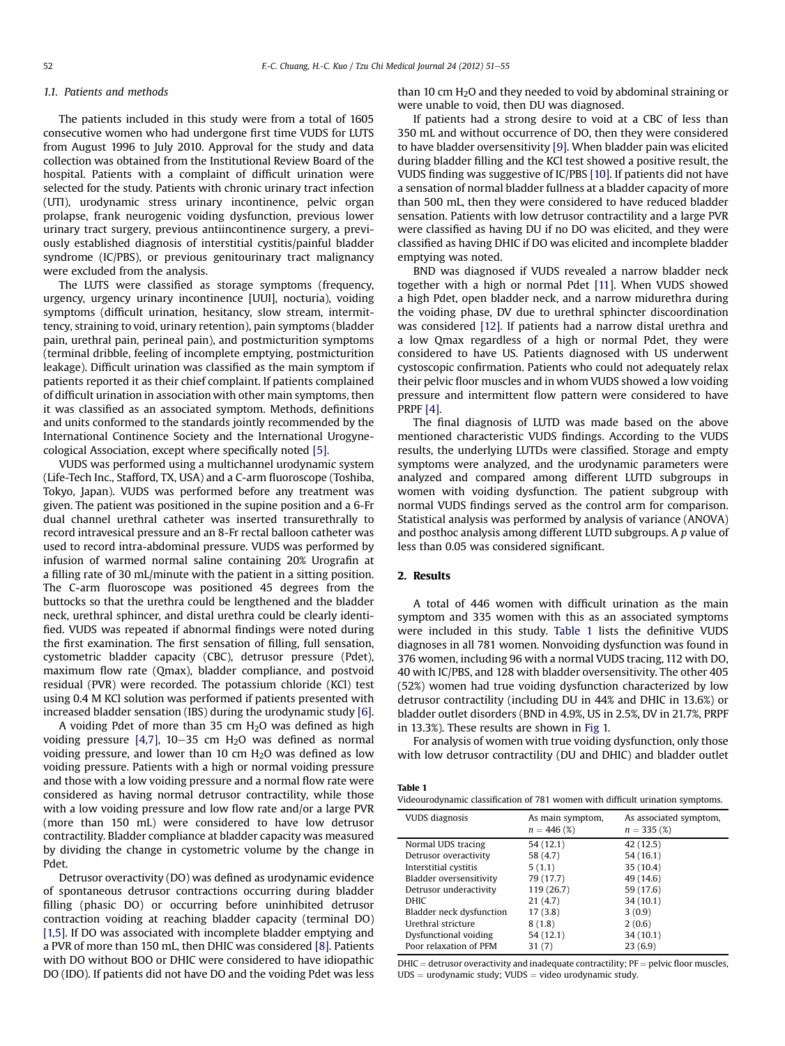### 1.1. Patients and methods

The patients included in this study were from a total of 1605 consecutive women who had undergone first time VUDS for LUTS from August 1996 to July 2010. Approval for the study and data collection was obtained from the Institutional Review Board of the hospital. Patients with a complaint of difficult urination were selected for the study. Patients with chronic urinary tract infection (UTI), urodynamic stress urinary incontinence, pelvic organ prolapse, frank neurogenic voiding dysfunction, previous lower urinary tract surgery, previous antiincontinence surgery, a previously established diagnosis of interstitial cystitis/painful bladder syndrome (IC/PBS), or previous genitourinary tract malignancy were excluded from the analysis.

The LUTS were classified as storage symptoms (frequency, urgency, urgency urinary incontinence [UUI], nocturia), voiding symptoms (difficult urination, hesitancy, slow stream, intermittency, straining to void, urinary retention), pain symptoms (bladder pain, urethral pain, perineal pain), and postmicturition symptoms (terminal dribble, feeling of incomplete emptying, postmicturition leakage). Difficult urination was classified as the main symptom if patients reported it as their chief complaint. If patients complained of difficult urination in association with other main symptoms, then it was classified as an associated symptom. Methods, definitions and units conformed to the standards jointly recommended by the International Continence Society and the International Urogynecological Association, except where specifically noted [5].

VUDS was performed using a multichannel urodynamic system (Life-Tech Inc., Stafford, TX, USA) and a C-arm fluoroscope (Toshiba, Tokyo, Japan). VUDS was performed before any treatment was given. The patient was positioned in the supine position and a 6-Fr dual channel urethral catheter was inserted transurethrally to record intravesical pressure and an 8-Fr rectal balloon catheter was used to record intra-abdominal pressure. VUDS was performed by infusion of warmed normal saline containing 20% Urografin at a filling rate of 30 mL/minute with the patient in a sitting position. The C-arm fluoroscope was positioned 45 degrees from the buttocks so that the urethra could be lengthened and the bladder neck, urethral sphincer, and distal urethra could be clearly identified. VUDS was repeated if abnormal findings were noted during the first examination. The first sensation of filling, full sensation, cystometric bladder capacity (CBC), detrusor pressure (Pdet), maximum flow rate (Qmax), bladder compliance, and postvoid residual (PVR) were recorded. The potassium chloride (KCl) test using 0.4 M KCl solution was performed if patients presented with increased bladder sensation (IBS) during the urodynamic study [6].

A voiding Pdet of more than 35 cm $H_2O$ was defined as high voiding pressure [4,7], 10–35 cm $H_2O$ was defined as normal voiding pressure, and lower than 10 cm $H_2O$ was defined as low voiding pressure. Patients with a high or normal voiding pressure and those with a low voiding pressure and a normal flow rate were considered as having normal detrusor contractility, while those with a low voiding pressure and low flow rate and/or a large PVR (more than 150 mL) were considered to have low detrusor contractility. Bladder compliance at bladder capacity was measured by dividing the change in cystometric volume by the change in Pdet.

Detrusor overactivity (DO) was defined as urodynamic evidence of spontaneous detrusor contractions occurring during bladder filling (phasic DO) or occurring before uninhibited detrusor contraction voiding at reaching bladder capacity (terminal DO) [1,5]. If DO was associated with incomplete bladder emptying and a PVR of more than 150 mL, then DHIC was considered [8]. Patients with DO without BOO or DHIC were considered to have idiopathic DO (IDO). If patients did not have DO and the voiding Pdet was less than 10 cm $H_2O$ and they needed to void by abdominal straining or were unable to void, then DU was diagnosed.

If patients had a strong desire to void at a CBC of less than 350 mL and without occurrence of DO, then they were considered to have bladder oversensitivity [9]. When bladder pain was elicited during bladder filling and the KCl test showed a positive result, the VUDS finding was suggestive of IC/PBS [10]. If patients did not have a sensation of normal bladder fullness at a bladder capacity of more than 500 mL, then they were considered to have reduced bladder sensation. Patients with low detrusor contractility and a large PVR were classified as having DU if no DO was elicited, and they were classified as having DHIC if DO was elicited and incomplete bladder emptying was noted.

BND was diagnosed if VUDS revealed a narrow bladder neck together with a high or normal Pdet [11]. When VUDS showed a high Pdet, open bladder neck, and a narrow midurethra during the voiding phase, DV due to urethral sphincter discoordination was considered [12]. If patients had a narrow distal urethra and a low Qmax regardless of a high or normal Pdet, they were considered to have US. Patients diagnosed with US underwent cystoscopic confirmation. Patients who could not adequately relax their pelvic floor muscles and in whom VUDS showed a low voiding pressure and intermittent flow pattern were considered to have PRPF [4].

The final diagnosis of LUTD was made based on the above mentioned characteristic VUDS findings. According to the VUDS results, the underlying LUTDs were classified. Storage and empty symptoms were analyzed, and the urodynamic parameters were analyzed and compared among different LUTD subgroups in women with voiding dysfunction. The patient subgroup with normal VUDS findings served as the control arm for comparison. Statistical analysis was performed by analysis of variance (ANOVA) and posthoc analysis among different LUTD subgroups. A $p$ value of less than 0.05 was considered significant.

## 2. Results

A total of 446 women with difficult urination as the main symptom and 335 women with this as an associated symptoms were included in this study. Table 1 lists the definitive VUDS diagnoses in all 781 women. Nonvoiding dysfunction was found in 376 women, including 96 with a normal VUDS tracing, 112 with DO, 40 with IC/PBS, and 128 with bladder oversensitivity. The other 405 (52%) women had true voiding dysfunction characterized by low detrusor contractility (including DU in 44% and DHIC in 13.6%) or bladder outlet disorders (BND in 4.9%, US in 2.5%, DV in 21.7%, PRPF in 13.3%). These results are shown in Fig 1.

For analysis of women with true voiding dysfunction, only those with low detrusor contractility (DU and DHIC) and bladder outlet

**Table 1**
Videourodynamic classification of 781 women with difficult urination symptoms.

| VUDS diagnosis | As main symptom, n = 446 (%) | As associated symptom, n = 335 (%) |
|---|---|---|
| Normal UDS tracing | 54 (12.1) | 42 (12.5) |
| Detrusor overactivity | 58 (4.7) | 54 (16.1) |
| Interstitial cystitis | 5 (1.1) | 35 (10.4) |
| Bladder oversensitivity | 79 (17.7) | 49 (14.6) |
| Detrusor underactivity | 119 (26.7) | 59 (17.6) |
| DHIC | 21 (4.7) | 34 (10.1) |
| Bladder neck dysfunction | 17 (3.8) | 3 (0.9) |
| Urethral stricture | 8 (1.8) | 2 (0.6) |
| Dysfunctional voiding | 54 (12.1) | 34 (10.1) |
| Poor relaxation of PFM | 31 (7) | 23 (6.9) |

DHIC = detrusor overactivity and inadequate contractility; PF = pelvic floor muscles, UDS = urodynamic study; VUDS = video urodynamic study.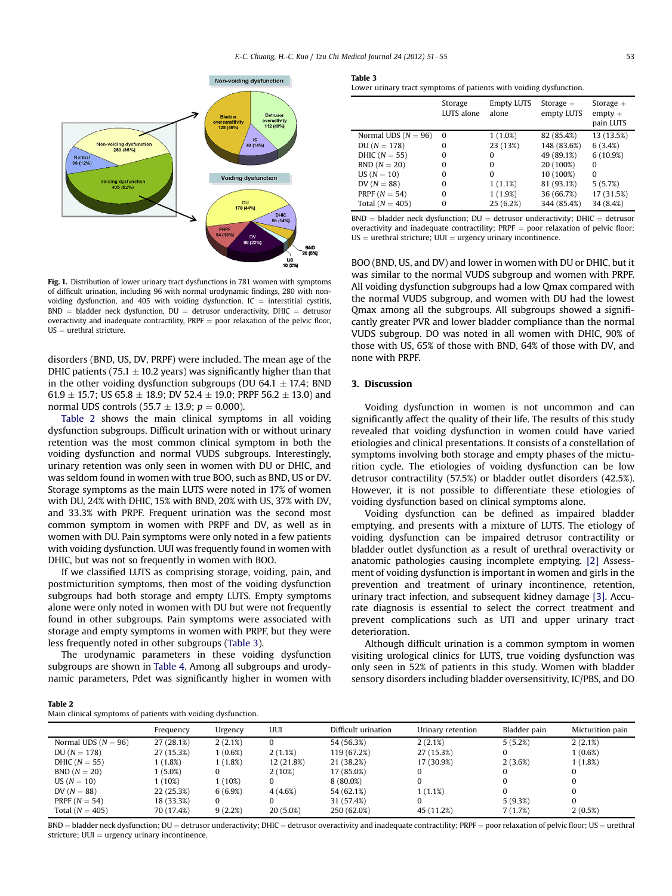Fig. 1. Distribution of lower urinary tract dysfunctions in 781 women with symptoms of difficult urination, including 96 with normal urodynamic findings, 280 with non-voiding dysfunction, and 405 with voiding dysfunction. IC = interstitial cystitis, BND = bladder neck dysfunction, DU = detrusor underactivity, DHIC = detrusor overactivity and inadequate contractility, PRPF = poor relaxation of the pelvic floor, US = urethral stricture.

disorders (BND, US, DV, PRPF) were included. The mean age of the DHIC patients (75.1 ± 10.2 years) was significantly higher than that in the other voiding dysfunction subgroups (DU 64.1 ± 17.4; BND 61.9 ± 15.7; US 65.8 ± 18.9; DV 52.4 ± 19.0; PRPF 56.2 ± 13.0) and normal UDS controls (55.7 ± 13.9; $p = 0.000$).

Table 2 shows the main clinical symptoms in all voiding dysfunction subgroups. Difficult urination with or without urinary retention was the most common clinical symptom in both the voiding dysfunction and normal VUDS subgroups. Interestingly, urinary retention was only seen in women with DU or DHIC, and was seldom found in women with true BOO, such as BND, US or DV. Storage symptoms as the main LUTS were noted in 17% of women with DU, 24% with DHIC, 15% with BND, 20% with US, 37% with DV, and 33.3% with PRPF. Frequent urination was the second most common symptom in women with PRPF and DV, as well as in women with DU. Pain symptoms were only noted in a few patients with voiding dysfunction. UUI was frequently found in women with DHIC, but was not so frequently in women with BOO.

If we classified LUTS as comprising storage, voiding, pain, and postmicturition symptoms, then most of the voiding dysfunction subgroups had both storage and empty LUTS. Empty symptoms alone were only noted in women with DU but were not frequently found in other subgroups. Pain symptoms were associated with storage and empty symptoms in women with PRPF, but they were less frequently noted in other subgroups (Table 3).

The urodynamic parameters in these voiding dysfunction subgroups are shown in Table 4. Among all subgroups and urodynamic parameters, Pdet was significantly higher in women with BOO (BND, US, and DV) and lower in women with DU or DHIC, but it was similar to the normal VUDS subgroup and women with PRPF. All voiding dysfunction subgroups had a low Qmax compared with the normal VUDS subgroup, and women with DU had the lowest Qmax among all the subgroups. All subgroups showed a significantly greater PVR and lower bladder compliance than the normal VUDS subgroup. DO was noted in all women with DHIC, 90% of those with US, 65% of those with BND, 64% of those with DV, and none with PRPF.

**Table 3**
Lower urinary tract symptoms of patients with voiding dysfunction.

| | Storage LUTS alone | Empty LUTS alone | Storage + empty LUTS | Storage + empty + pain LUTS |
|---|---|---|---|---|
| Normal UDS ($N = 96$) | 0 | 1 (1.0%) | 82 (85.4%) | 13 (13.5%) |
| DU ($N = 178$) | 0 | 23 (13%) | 148 (83.6%) | 6 (3.4%) |
| DHIC ($N = 55$) | 0 | 0 | 49 (89.1%) | 6 (10.9%) |
| BND ($N = 20$) | 0 | 0 | 20 (100%) | 0 |
| US ($N = 10$) | 0 | 0 | 10 (100%) | 0 |
| DV ($N = 88$) | 0 | 1 (1.1%) | 81 (93.1%) | 5 (5.7%) |
| PRPF ($N = 54$) | 0 | 1 (1.9%) | 36 (66.7%) | 17 (31.5%) |
| Total ($N = 405$) | 0 | 25 (6.2%) | 344 (85.4%) | 34 (8.4%) |

BND = bladder neck dysfunction; DU = detrusor underactivity; DHIC = detrusor overactivity and inadequate contractility; PRPF = poor relaxation of pelvic floor; US = urethral stricture; UUI = urgency urinary incontinence.

## 3. Discussion

Voiding dysfunction in women is not uncommon and can significantly affect the quality of their life. The results of this study revealed that voiding dysfunction in women could have varied etiologies and clinical presentations. It consists of a constellation of symptoms involving both storage and empty phases of the micturition cycle. The etiologies of voiding dysfunction can be low detrusor contractility (57.5%) or bladder outlet disorders (42.5%). However, it is not possible to differentiate these etiologies of voiding dysfunction based on clinical symptoms alone.

Voiding dysfunction can be defined as impaired bladder emptying, and presents with a mixture of LUTS. The etiology of voiding dysfunction can be impaired detrusor contractility or bladder outlet dysfunction as a result of urethral overactivity or anatomic pathologies causing incomplete emptying. [2] Assessment of voiding dysfunction is important in women and girls in the prevention and treatment of urinary incontinence, retention, urinary tract infection, and subsequent kidney damage [3]. Accurate diagnosis is essential to select the correct treatment and prevent complications such as UTI and upper urinary tract deterioration.

Although difficult urination is a common symptom in women visiting urological clinics for LUTS, true voiding dysfunction was only seen in 52% of patients in this study. Women with bladder sensory disorders including bladder oversensitivity, IC/PBS, and DO

**Table 2**
Main clinical symptoms of patients with voiding dysfunction.

| | Frequency | Urgency | UUI | Difficult urination | Urinary retention | Bladder pain | Micturition pain |
|---|---|---|---|---|---|---|---|
| Normal UDS ($N = 96$) | 27 (28.1%) | 2 (2.1%) | 0 | 54 (56.3%) | 2 (2.1%) | 5 (5.2%) | 2 (2.1%) |
| DU ($N = 178$) | 27 (15.3%) | 1 (0.6%) | 2 (1.1%) | 119 (67.2%) | 27 (15.3%) | 0 | 1 (0.6%) |
| DHIC ($N = 55$) | 1 (1.8%) | 1 (1.8%) | 12 (21.8%) | 21 (38.2%) | 17 (30.9%) | 2 (3.6%) | 1 (1.8%) |
| BND ($N = 20$) | 1 (5.0%) | 0 | 2 (10%) | 17 (85.0%) | 0 | 0 | 0 |
| US ($N = 10$) | 1 (10%) | 1 (10%) | 0 | 8 (80.0%) | 0 | 0 | 0 |
| DV ($N = 88$) | 22 (25.3%) | 6 (6.9%) | 4 (4.6%) | 54 (62.1%) | 1 (1.1%) | 0 | 0 |
| PRPF ($N = 54$) | 18 (33.3%) | 0 | 0 | 31 (57.4%) | 0 | 5 (9.3%) | 0 |
| Total ($N = 405$) | 70 (17.4%) | 9 (2.2%) | 20 (5.0%) | 250 (62.0%) | 45 (11.2%) | 7 (1.7%) | 2 (0.5%) |

BND = bladder neck dysfunction; DU = detrusor underactivity; DHIC = detrusor overactivity and inadequate contractility; PRPF = poor relaxation of pelvic floor; US = urethral stricture; UUI = urgency urinary incontinence.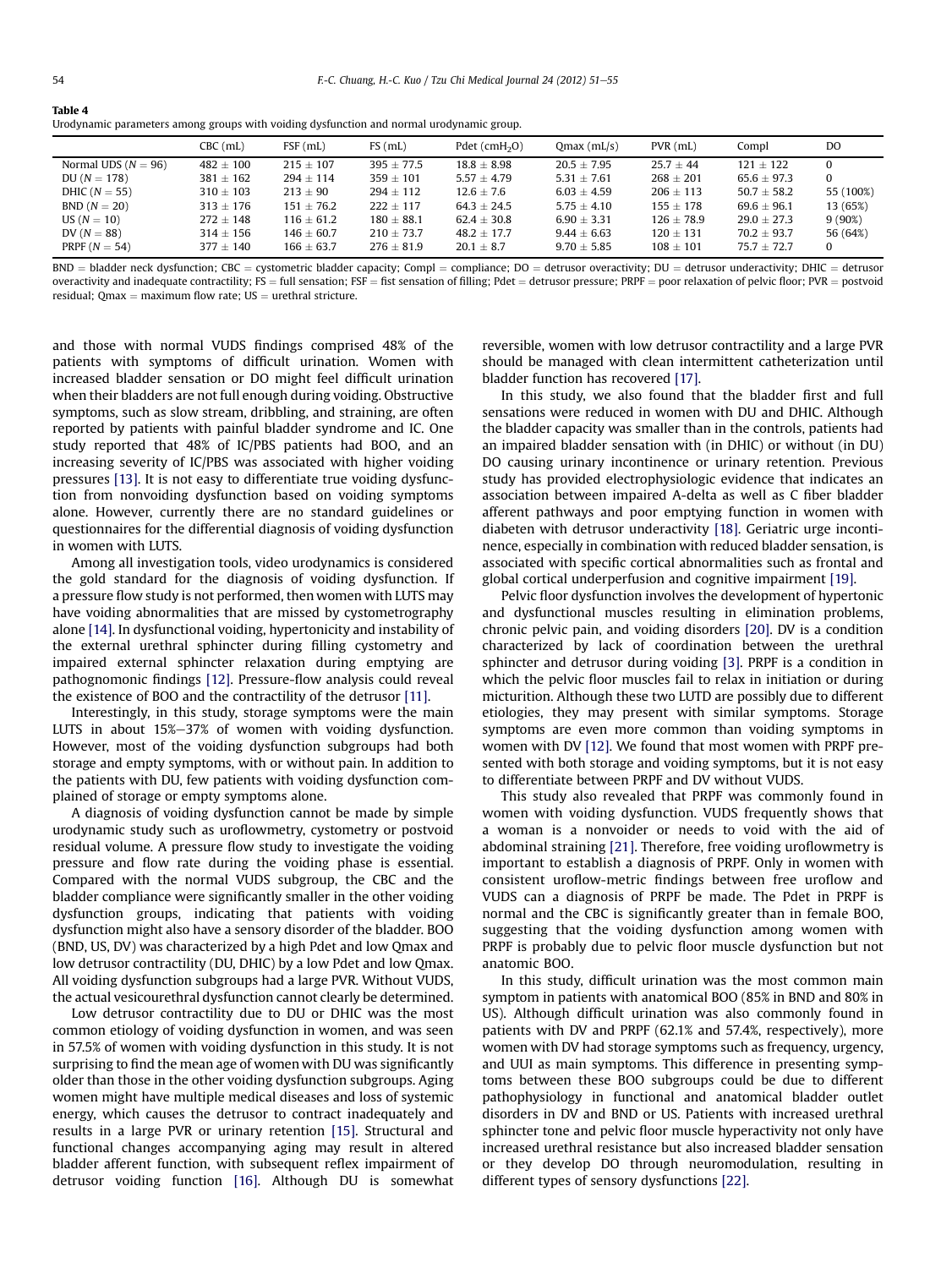**Table 4**
Urodynamic parameters among groups with voiding dysfunction and normal urodynamic group.

| | CBC (mL) | FSF (mL) | FS (mL) | Pdet ($cmH_2O$) | Qmax (mL/s) | PVR (mL) | Compl | DO |
|---|---|---|---|---|---|---|---|---|
| Normal UDS (N = 96) | 482 ± 100 | 215 ± 107 | 395 ± 77.5 | 18.8 ± 8.98 | 20.5 ± 7.95 | 25.7 ± 44 | 121 ± 122 | 0 |
| DU (N = 178) | 381 ± 162 | 294 ± 114 | 359 ± 101 | 5.57 ± 4.79 | 5.31 ± 7.61 | 268 ± 201 | 65.6 ± 97.3 | 0 |
| DHIC (N = 55) | 310 ± 103 | 213 ± 90 | 294 ± 112 | 12.6 ± 7.6 | 6.03 ± 4.59 | 206 ± 113 | 50.7 ± 58.2 | 55 (100%) |
| BND (N = 20) | 313 ± 176 | 151 ± 76.2 | 222 ± 117 | 64.3 ± 24.5 | 5.75 ± 4.10 | 155 ± 178 | 69.6 ± 96.1 | 13 (65%) |
| US (N = 10) | 272 ± 148 | 116 ± 61.2 | 180 ± 88.1 | 62.4 ± 30.8 | 6.90 ± 3.31 | 126 ± 78.9 | 29.0 ± 27.3 | 9 (90%) |
| DV (N = 88) | 314 ± 156 | 146 ± 60.7 | 210 ± 73.7 | 48.2 ± 17.7 | 9.44 ± 6.63 | 120 ± 131 | 70.2 ± 93.7 | 56 (64%) |
| PRPF (N = 54) | 377 ± 140 | 166 ± 63.7 | 276 ± 81.9 | 20.1 ± 8.7 | 9.70 ± 5.85 | 108 ± 101 | 75.7 ± 72.7 | 0 |

BND = bladder neck dysfunction; CBC = cystometric bladder capacity; Compl = compliance; DO = detrusor overactivity; DU = detrusor underactivity; DHIC = detrusor overactivity and inadequate contractility; FS = full sensation; FSF = fist sensation of filling; Pdet = detrusor pressure; PRPF = poor relaxation of pelvic floor; PVR = postvoid residual; Qmax = maximum flow rate; US = urethral stricture.

and those with normal VUDS findings comprised 48% of the patients with symptoms of difficult urination. Women with increased bladder sensation or DO might feel difficult urination when their bladders are not full enough during voiding. Obstructive symptoms, such as slow stream, dribbling, and straining, are often reported by patients with painful bladder syndrome and IC. One study reported that 48% of IC/PBS patients had BOO, and an increasing severity of IC/PBS was associated with higher voiding pressures [13]. It is not easy to differentiate true voiding dysfunction from nonvoiding dysfunction based on voiding symptoms alone. However, currently there are no standard guidelines or questionnaires for the differential diagnosis of voiding dysfunction in women with LUTS.

Among all investigation tools, video urodynamics is considered the gold standard for the diagnosis of voiding dysfunction. If a pressure flow study is not performed, then women with LUTS may have voiding abnormalities that are missed by cystometrography alone [14]. In dysfunctional voiding, hypertonicity and instability of the external urethral sphincter during filling cystometry and impaired external sphincter relaxation during emptying are pathognomonic findings [12]. Pressure-flow analysis could reveal the existence of BOO and the contractility of the detrusor [11].

Interestingly, in this study, storage symptoms were the main LUTS in about 15%–37% of women with voiding dysfunction. However, most of the voiding dysfunction subgroups had both storage and empty symptoms, with or without pain. In addition to the patients with DU, few patients with voiding dysfunction complained of storage or empty symptoms alone.

A diagnosis of voiding dysfunction cannot be made by simple urodynamic study such as uroflowmetry, cystometry or postvoid residual volume. A pressure flow study to investigate the voiding pressure and flow rate during the voiding phase is essential. Compared with the normal VUDS subgroup, the CBC and the bladder compliance were significantly smaller in the other voiding dysfunction groups, indicating that patients with voiding dysfunction might also have a sensory disorder of the bladder. BOO (BND, US, DV) was characterized by a high Pdet and low Qmax and low detrusor contractility (DU, DHIC) by a low Pdet and low Qmax. All voiding dysfunction subgroups had a large PVR. Without VUDS, the actual vesicourethral dysfunction cannot clearly be determined.

Low detrusor contractility due to DU or DHIC was the most common etiology of voiding dysfunction in women, and was seen in 57.5% of women with voiding dysfunction in this study. It is not surprising to find the mean age of women with DU was significantly older than those in the other voiding dysfunction subgroups. Aging women might have multiple medical diseases and loss of systemic energy, which causes the detrusor to contract inadequately and results in a large PVR or urinary retention [15]. Structural and functional changes accompanying aging may result in altered bladder afferent function, with subsequent reflex impairment of detrusor voiding function [16]. Although DU is somewhat reversible, women with low detrusor contractility and a large PVR should be managed with clean intermittent catheterization until bladder function has recovered [17].

In this study, we also found that the bladder first and full sensations were reduced in women with DU and DHIC. Although the bladder capacity was smaller than in the controls, patients had an impaired bladder sensation with (in DHIC) or without (in DU) DO causing urinary incontinence or urinary retention. Previous study has provided electrophysiologic evidence that indicates an association between impaired A-delta as well as C fiber bladder afferent pathways and poor emptying function in women with diabetes with detrusor underactivity [18]. Geriatric urge incontinence, especially in combination with reduced bladder sensation, is associated with specific cortical abnormalities such as frontal and global cortical underperfusion and cognitive impairment [19].

Pelvic floor dysfunction involves the development of hypertonic and dysfunctional muscles resulting in elimination problems, chronic pelvic pain, and voiding disorders [20]. DV is a condition characterized by lack of coordination between the urethral sphincter and detrusor during voiding [3]. PRPF is a condition in which the pelvic floor muscles fail to relax in initiation or during micturition. Although these two LUTD are possibly due to different etiologies, they may present with similar symptoms. Storage symptoms are even more common than voiding symptoms in women with DV [12]. We found that most women with PRPF presented with both storage and voiding symptoms, but it is not easy to differentiate between PRPF and DV without VUDS.

This study also revealed that PRPF was commonly found in women with voiding dysfunction. VUDS frequently shows that a woman is a nonvoider or needs to void with the aid of abdominal straining [21]. Therefore, free voiding uroflowmetry is important to establish a diagnosis of PRPF. Only in women with consistent uroflow-metric findings between free uroflow and VUDS can a diagnosis of PRPF be made. The Pdet in PRPF is normal and the CBC is significantly greater than in female BOO, suggesting that the voiding dysfunction among women with PRPF is probably due to pelvic floor muscle dysfunction but not anatomic BOO.

In this study, difficult urination was the most common main symptom in patients with anatomical BOO (85% in BND and 80% in US). Although difficult urination was also commonly found in patients with DV and PRPF (62.1% and 57.4%, respectively), more women with DV had storage symptoms such as frequency, urgency, and UUI as main symptoms. This difference in presenting symptoms between these BOO subgroups could be due to different pathophysiology in functional and anatomical bladder outlet disorders in DV and BND or US. Patients with increased urethral sphincter tone and pelvic floor muscle hyperactivity not only have increased urethral resistance but also increased bladder sensation or they develop DO through neuromodulation, resulting in different types of sensory dysfunctions [22].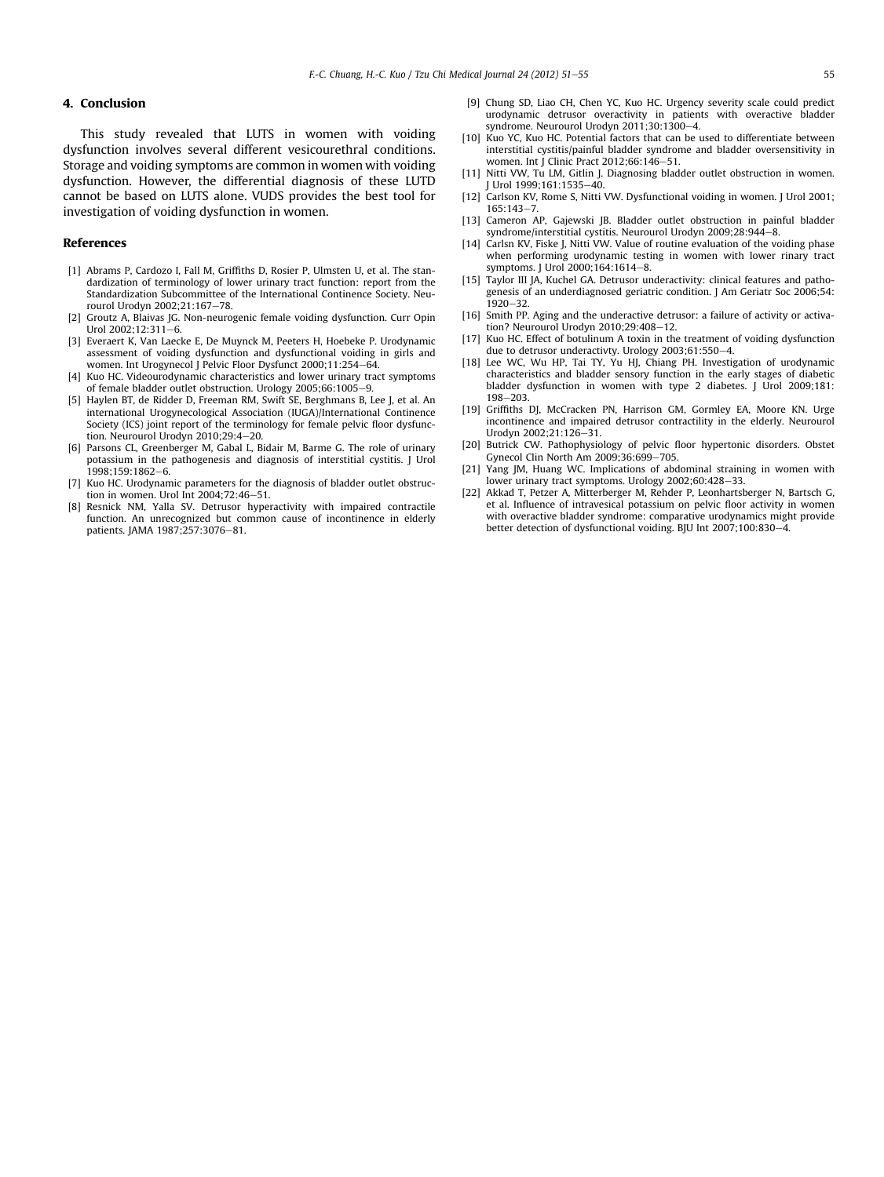## 4. Conclusion

This study revealed that LUTS in women with voiding dysfunction involves several different vesicourethral conditions. Storage and voiding symptoms are common in women with voiding dysfunction. However, the differential diagnosis of these LUTD cannot be based on LUTS alone. VUDS provides the best tool for investigation of voiding dysfunction in women.

## References

[1] Abrams P, Cardozo I, Fall M, Griffiths D, Rosier P, Ulmsten U, et al. The standardization of terminology of lower urinary tract function: report from the Standardization Subcommittee of the International Continence Society. Neurourol Urodyn 2002;21:167–78.

[2] Groutz A, Blaivas JG. Non-neurogenic female voiding dysfunction. Curr Opin Urol 2002;12:311–6.

[3] Everaert K, Van Laecke E, De Muynck M, Peeters H, Hoebeke P. Urodynamic assessment of voiding dysfunction and dysfunctional voiding in girls and women. Int Urogynecol J Pelvic Floor Dysfunct 2000;11:254–64.

[4] Kuo HC. Videourodynamic characteristics and lower urinary tract symptoms of female bladder outlet obstruction. Urology 2005;66:1005–9.

[5] Haylen BT, de Ridder D, Freeman RM, Swift SE, Berghmans B, Lee J, et al. An international Urogynecological Association (IUGA)/International Continence Society (ICS) joint report of the terminology for female pelvic floor dysfunction. Neurourol Urodyn 2010;29:4–20.

[6] Parsons CL, Greenberger M, Gabal L, Bidair M, Barme G. The role of urinary potassium in the pathogenesis and diagnosis of interstitial cystitis. J Urol 1998;159:1862–6.

[7] Kuo HC. Urodynamic parameters for the diagnosis of bladder outlet obstruction in women. Urol Int 2004;72:46–51.

[8] Resnick NM, Yalla SV. Detrusor hyperactivity with impaired contractile function. An unrecognized but common cause of incontinence in elderly patients. JAMA 1987;257:3076–81.

[9] Chung SD, Liao CH, Chen YC, Kuo HC. Urgency severity scale could predict urodynamic detrusor overactivity in patients with overactive bladder syndrome. Neurourol Urodyn 2011;30:1300–4.

[10] Kuo YC, Kuo HC. Potential factors that can be used to differentiate between interstitial cystitis/painful bladder syndrome and bladder oversensitivity in women. Int J Clinic Pract 2012;66:146–51.

[11] Nitti VW, Tu LM, Gitlin J. Diagnosing bladder outlet obstruction in women. J Urol 1999;161:1535–40.

[12] Carlson KV, Rome S, Nitti VW. Dysfunctional voiding in women. J Urol 2001;165:143–7.

[13] Cameron AP, Gajewski JB. Bladder outlet obstruction in painful bladder syndrome/interstitial cystitis. Neurourol Urodyn 2009;28:944–8.

[14] Carlsn KV, Fiske J, Nitti VW. Value of routine evaluation of the voiding phase when performing urodynamic testing in women with lower rinary tract symptoms. J Urol 2000;164:1614–8.

[15] Taylor III JA, Kuchel GA. Detrusor underactivity: clinical features and pathogenesis of an underdiagnosed geriatric condition. J Am Geriatr Soc 2006;54:1920–32.

[16] Smith PP. Aging and the underactive detrusor: a failure of activity or activation? Neurourol Urodyn 2010;29:408–12.

[17] Kuo HC. Effect of botulinum A toxin in the treatment of voiding dysfunction due to detrusor underactivty. Urology 2003;61:550–4.

[18] Lee WC, Wu HP, Tai TY, Yu HJ, Chiang PH. Investigation of urodynamic characteristics and bladder sensory function in the early stages of diabetic bladder dysfunction in women with type 2 diabetes. J Urol 2009;181:198–203.

[19] Griffiths DJ, McCracken PN, Harrison GM, Gormley EA, Moore KN. Urge incontinence and impaired detrusor contractility in the elderly. Neurourol Urodyn 2002;21:126–31.

[20] Butrick CW. Pathophysiology of pelvic floor hypertonic disorders. Obstet Gynecol Clin North Am 2009;36:699–705.

[21] Yang JM, Huang WC. Implications of abdominal straining in women with lower urinary tract symptoms. Urology 2002;60:428–33.

[22] Akkad T, Petzer A, Mitterberger M, Rehder P, Leonhartsberger N, Bartsch G, et al. Influence of intravesical potassium on pelvic floor activity in women with overactive bladder syndrome: comparative urodynamics might provide better detection of dysfunctional voiding. BJU Int 2007;100:830–4.